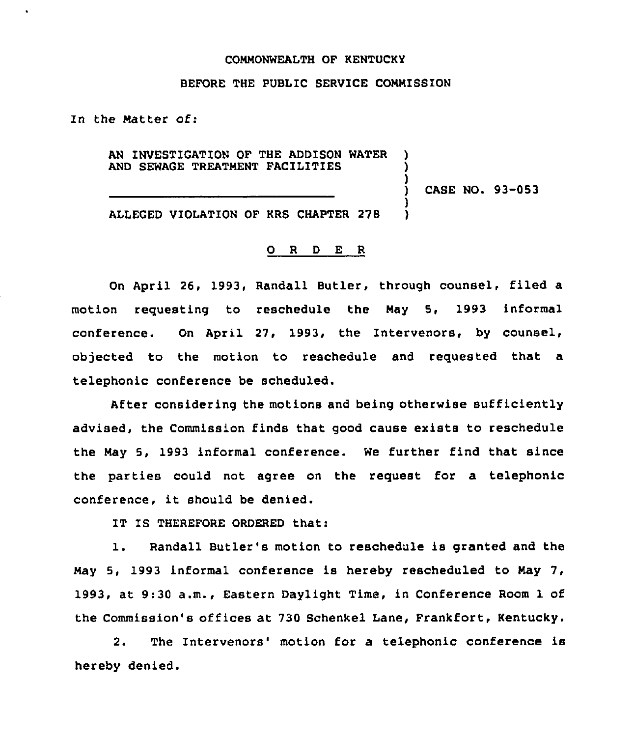COMMONWEALTH OF KENTUCKY

BEFORE THE PUBLIC SERVICE COMMISSION

In the Matter of:

AN INVESTIGATION OF THE ADDISON WATER AND SEWAGE TREATMENT FACILITIES ) CASE NO. 93-053

ALLEGED VIOLATION OF KRS CHAPTER 278

## O R D E R

On April 26, 1993, Randall Butler, through counsel, filed a motion requesting to reschedule the May 5, 1993 informal conference. On April 27, 1993, the Intervenors, by counsel, objected to the motion to reschedule and requested that a telephonic conference be scheduled.

After considering the motions and being otherwise sufficiently advised, the Commission finds that good cause exists to reschedule the May 5, 1993 informal conference. We further find that since the parties could not agree on the request for a telephonic conference, it should be denied.

IT IS THEREFORE ORDERED that:

1. Randall Butler's motion to reschedule is granted and the May 5, 1993 informal conference is hereby rescheduled to May 7, 1993, at 9:30 a.m., Eastern Daylight Time, in Conference Room 1 of the Commission's offices at 730 Schenkel Lane, Frankfort, Kentucky.

2. The Intervenors' motion for a telephonic conference is hereby denied.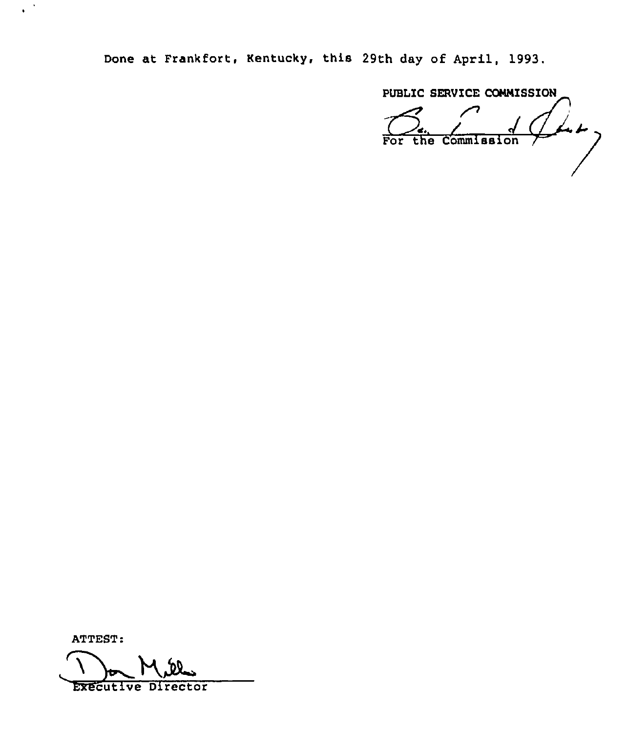Done at Frankfort, Kentucky, this 29th day of April, 1993.

PUBLIC SERVICE COMMISSION

For the Commission

ATTEST:

Executive Director